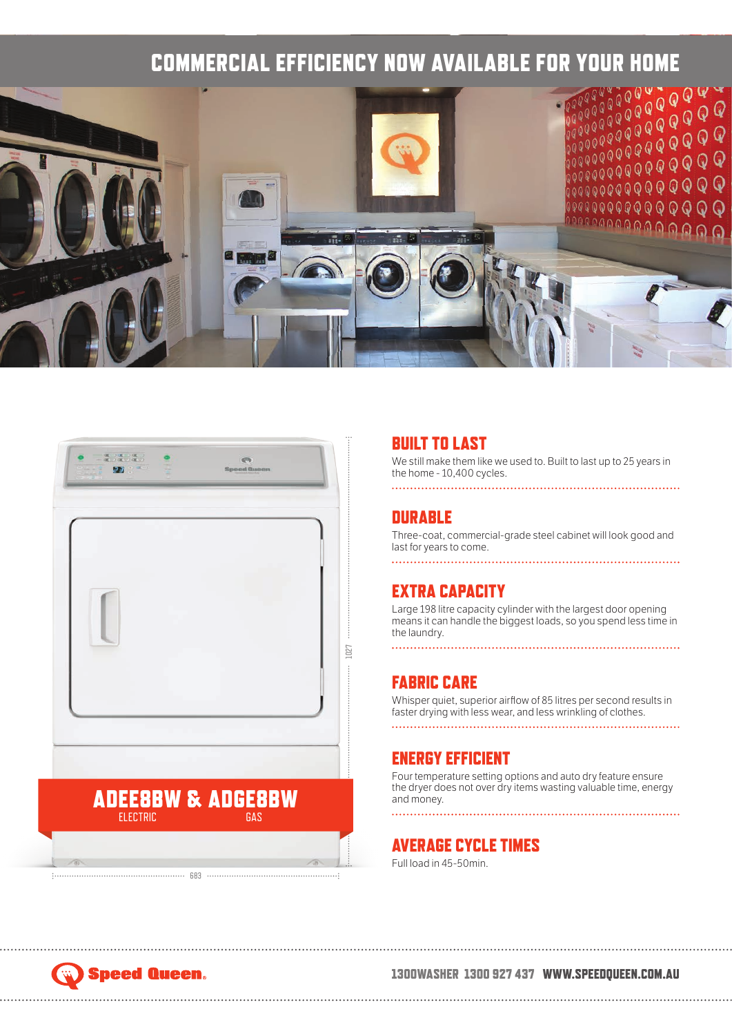# COMMERCIAL EFFICIENCY NOW AVAILABLE FOR YOUR HOME

**ADEE8BW & ADGE8BW**
ELECTRIC GAS

1027

683

## BUILT TO LAST

We still make them like we used to. Built to last up to 25 years in the home - 10,400 cycles.

## DURABLE

Three-coat, commercial-grade steel cabinet will look good and last for years to come.

## EXTRA CAPACITY

Large 198 litre capacity cylinder with the largest door opening means it can handle the biggest loads, so you spend less time in the laundry.

## FABRIC CARE

Whisper quiet, superior airflow of 85 litres per second results in faster drying with less wear, and less wrinkling of clothes.

## ENERGY EFFICIENT

Four temperature setting options and auto dry feature ensure the dryer does not over dry items wasting valuable time, energy and money.

## AVERAGE CYCLE TIMES

Full load in 45-50min.

Speed Queen.

1300WASHER 1300 927 437 WWW.SPEEDQUEEN.COM.AU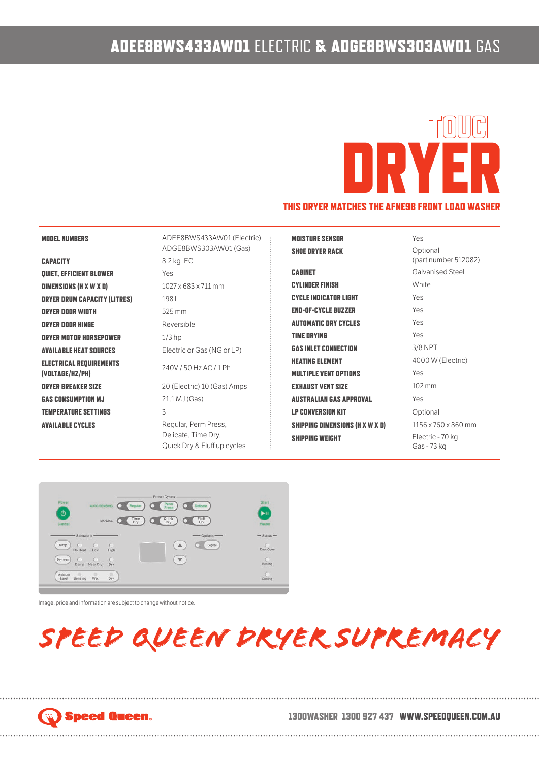# ADEE8BWS433AW01 ELECTRIC & ADGE8BWS303AW01 GAS

# TOUCH DRYER

## THIS DRYER MATCHES THE AFNE9B FRONT LOAD WASHER

| | |
|---|---|
| **MODEL NUMBERS** | ADEE8BWS433AW01 (Electric) ADGE8BWS303AW01 (Gas) |
| **CAPACITY** | 8.2 kg IEC |
| **QUIET, EFFICIENT BLOWER** | Yes |
| **DIMENSIONS (H X W X D)** | 1027 x 683 x 711 mm |
| **DRYER DRUM CAPACITY (LITRES)** | 198 L |
| **DRYER DOOR WIDTH** | 525 mm |
| **DRYER DOOR HINGE** | Reversible |
| **DRYER MOTOR HORSEPOWER** | 1/3 hp |
| **AVAILABLE HEAT SOURCES** | Electric or Gas (NG or LP) |
| **ELECTRICAL REQUIREMENTS (VOLTAGE/HZ/PH)** | 240V / 50 Hz AC / 1 Ph |
| **DRYER BREAKER SIZE** | 20 (Electric) 10 (Gas) Amps |
| **GAS CONSUMPTION MJ** | 21.1 MJ (Gas) |
| **TEMPERATURE SETTINGS** | 3 |
| **AVAILABLE CYCLES** | Regular, Perm Press, Delicate, Time Dry, Quick Dry & Fluff up cycles |
| **MOISTURE SENSOR** | Yes |
| **SHOE DRYER RACK** | Optional (part number 512082) |
| **CABINET** | Galvanised Steel |
| **CYLINDER FINISH** | White |
| **CYCLE INDICATOR LIGHT** | Yes |
| **END-OF-CYCLE BUZZER** | Yes |
| **AUTOMATIC DRY CYCLES** | Yes |
| **TIME DRYING** | Yes |
| **GAS INLET CONNECTION** | 3/8 NPT |
| **HEATING ELEMENT** | 4000 W (Electric) |
| **MULTIPLE VENT OPTIONS** | Yes |
| **EXHAUST VENT SIZE** | 102 mm |
| **AUSTRALIAN GAS APPROVAL** | Yes |
| **LP CONVERSION KIT** | Optional |
| **SHIPPING DIMENSIONS (H X W X D)** | 1156 x 760 x 860 mm |
| **SHIPPING WEIGHT** | Electric - 70 kg Gas - 73 kg |

Image, price and information are subject to change without notice.

## SPEED QUEEN DRYER SUPREMACY

Speed Queen. 1300WASHER 1300 927 437 WWW.SPEEDQUEEN.COM.AU